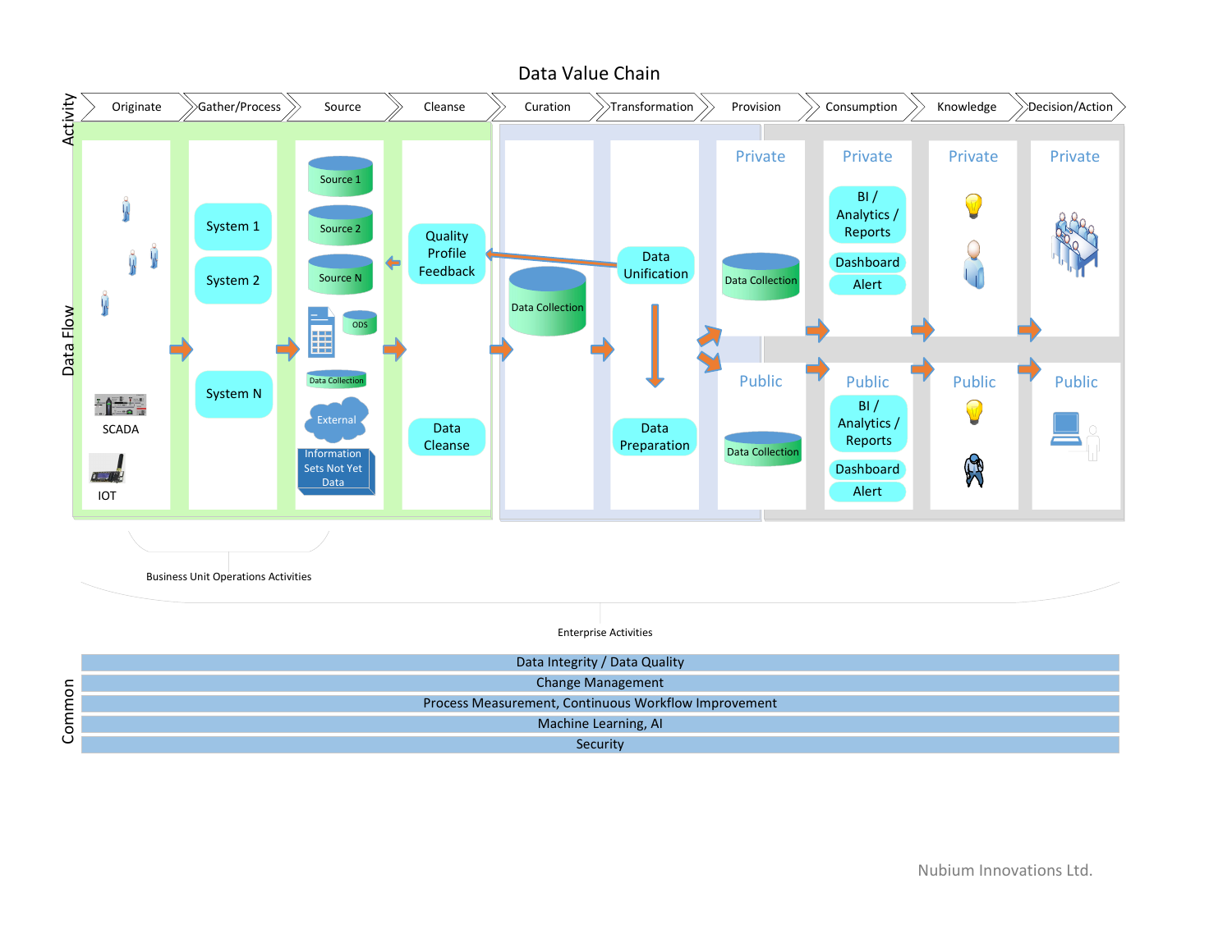# Data Value Chain

**Activity:** Originate → Gather/Process → Source → Cleanse → Curation → Transformation → Provision → Consumption → Knowledge → Decision/Action

**Data Flow**

- **Originate:** SCADA, IOT
- **Gather/Process:** System 1, System 2, System N
- **Source:** Source 1, Source 2, Source N, ODS, Data Collection, External, Information Sets Not Yet Data
- **Cleanse:** Quality Profile Feedback, Data Cleanse
- **Curation:** Data Collection
- **Transformation:** Data Unification, Data Preparation
- **Provision:**
  - Private: Data Collection
  - Public: Data Collection
- **Consumption:**
  - Private: BI / Analytics / Reports, Dashboard, Alert
  - Public: BI / Analytics / Reports, Dashboard, Alert
- **Knowledge:**
  - Private
  - Public
- **Decision/Action:**
  - Private
  - Public

Business Unit Operations Activities

Enterprise Activities

**Common**

- Data Integrity / Data Quality
- Change Management
- Process Measurement, Continuous Workflow Improvement
- Machine Learning, AI
- Security

Nubium Innovations Ltd.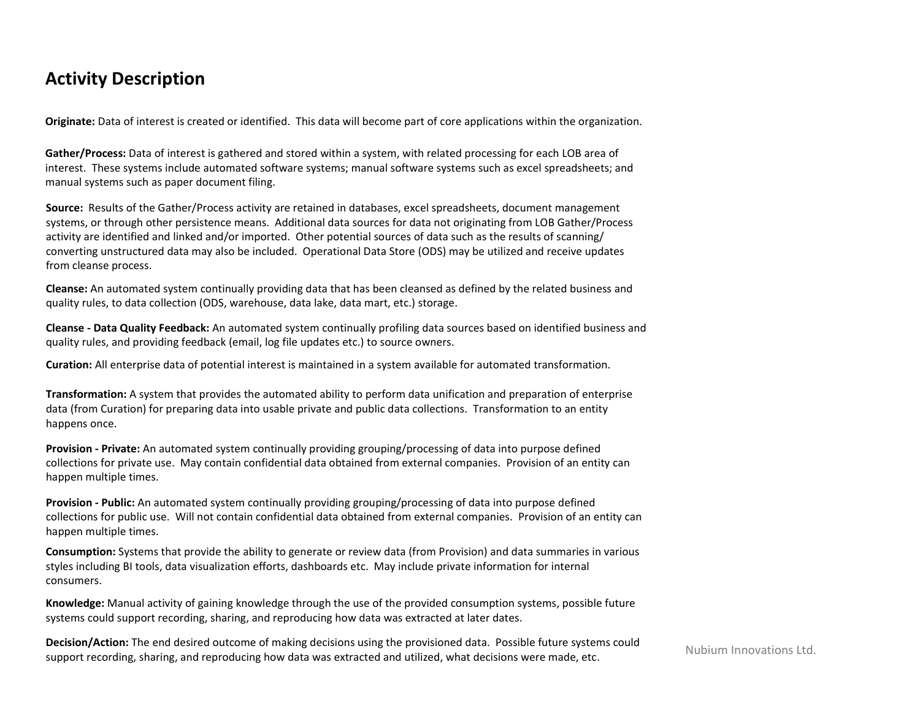# Activity Description

**Originate:** Data of interest is created or identified. This data will become part of core applications within the organization.

**Gather/Process:** Data of interest is gathered and stored within a system, with related processing for each LOB area of interest. These systems include automated software systems; manual software systems such as excel spreadsheets; and manual systems such as paper document filing.

**Source:** Results of the Gather/Process activity are retained in databases, excel spreadsheets, document management systems, or through other persistence means. Additional data sources for data not originating from LOB Gather/Process activity are identified and linked and/or imported. Other potential sources of data such as the results of scanning/ converting unstructured data may also be included. Operational Data Store (ODS) may be utilized and receive updates from cleanse process.

**Cleanse:** An automated system continually providing data that has been cleansed as defined by the related business and quality rules, to data collection (ODS, warehouse, data lake, data mart, etc.) storage.

**Cleanse - Data Quality Feedback:** An automated system continually profiling data sources based on identified business and quality rules, and providing feedback (email, log file updates etc.) to source owners.

**Curation:** All enterprise data of potential interest is maintained in a system available for automated transformation.

**Transformation:** A system that provides the automated ability to perform data unification and preparation of enterprise data (from Curation) for preparing data into usable private and public data collections. Transformation to an entity happens once.

**Provision - Private:** An automated system continually providing grouping/processing of data into purpose defined collections for private use. May contain confidential data obtained from external companies. Provision of an entity can happen multiple times.

**Provision - Public:** An automated system continually providing grouping/processing of data into purpose defined collections for public use. Will not contain confidential data obtained from external companies. Provision of an entity can happen multiple times.

**Consumption:** Systems that provide the ability to generate or review data (from Provision) and data summaries in various styles including BI tools, data visualization efforts, dashboards etc. May include private information for internal consumers.

**Knowledge:** Manual activity of gaining knowledge through the use of the provided consumption systems, possible future systems could support recording, sharing, and reproducing how data was extracted at later dates.

**Decision/Action:** The end desired outcome of making decisions using the provisioned data. Possible future systems could support recording, sharing, and reproducing how data was extracted and utilized, what decisions were made, etc.

Nubium Innovations Ltd.